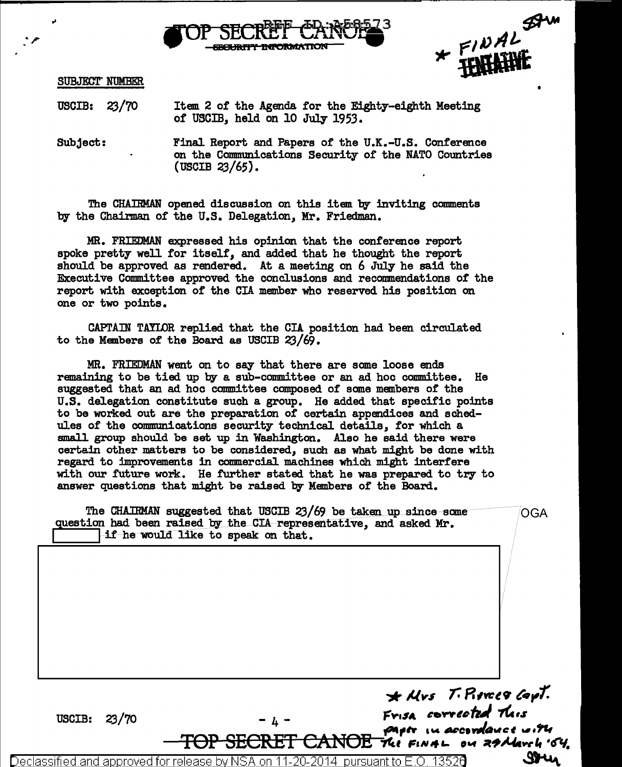TOP SECRET CANOE

SECURITY INFORMATION

REF ID:A58573

* FINAL ~~TENTATIVE~~

SUBJECT NUMBER

USCIB: 23/70 Item 2 of the Agenda for the Eighty-eighth Meeting of USCIB, held on 10 July 1953.

Subject: Final Report and Papers of the U.K.-U.S. Conference on the Communications Security of the NATO Countries (USCIB 23/65).

The CHAIRMAN opened discussion on this item by inviting comments by the Chairman of the U.S. Delegation, Mr. Friedman.

MR. FRIEDMAN expressed his opinion that the conference report spoke pretty well for itself, and added that he thought the report should be approved as rendered. At a meeting on 6 July he said the Executive Committee approved the conclusions and recommendations of the report with exception of the CIA member who reserved his position on one or two points.

CAPTAIN TAYLOR replied that the CIA position had been circulated to the Members of the Board as USCIB 23/69.

MR. FRIEDMAN went on to say that there are some loose ends remaining to be tied up by a sub-committee or an ad hoc committee. He suggested that an ad hoc committee composed of some members of the U.S. delegation constitute such a group. He added that specific points to be worked out are the preparation of certain appendices and schedules of the communications security technical details, for which a small group should be set up in Washington. Also he said there were certain other matters to be considered, such as what might be done with regard to improvements in commercial machines which might interfere with our future work. He further stated that he was prepared to try to answer questions that might be raised by Members of the Board.

The CHAIRMAN suggested that USCIB 23/69 be taken up since some question had been raised by the CIA representative, and asked Mr. [redacted] if he would like to speak on that.

OGA

[redacted]

USCIB: 23/70

TOP SECRET CANOE

* Mrs T. Pierce & Capt. Frisa corrected this paper in accordance with the FINAL on 29 March '54.

Declassified and approved for release by NSA on 11-20-2014 pursuant to E.O. 13526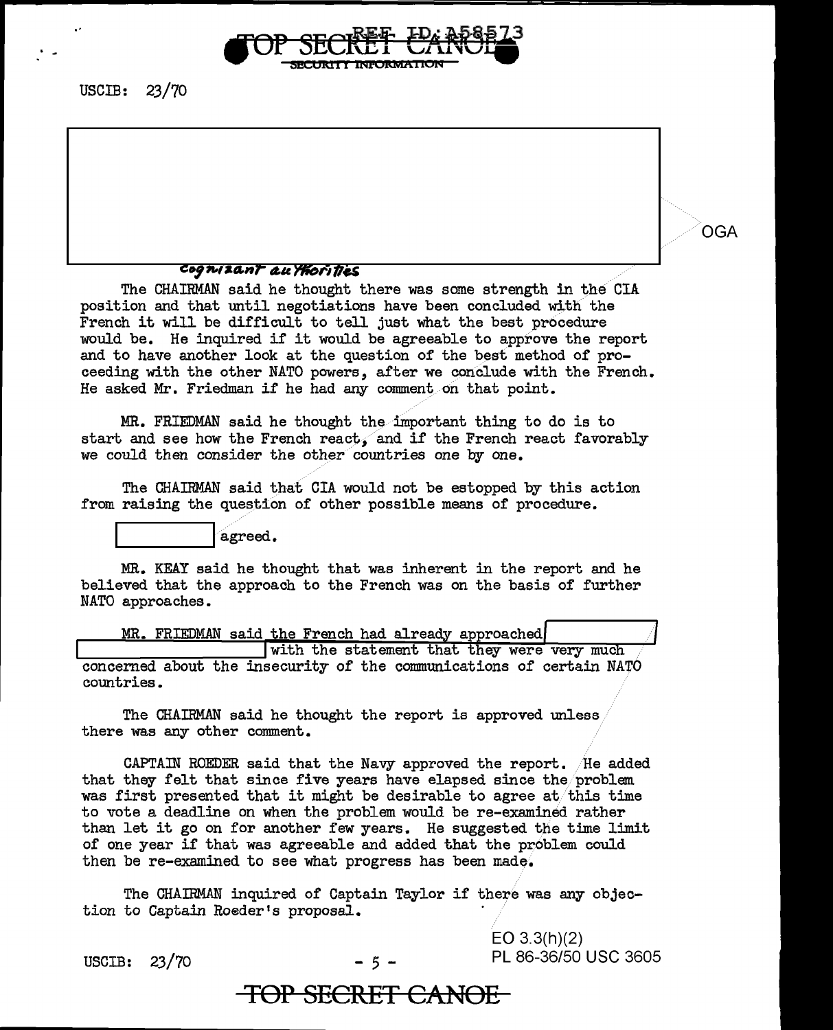USCIB: 23/70

OGA

*cognizant authorities*

The CHAIRMAN said he thought there was some strength in the CIA position and that until negotiations have been concluded with the French it will be difficult to tell just what the best procedure would be. He inquired if it would be agreeable to approve the report and to have another look at the question of the best method of proceeding with the other NATO powers, after we conclude with the French. He asked Mr. Friedman if he had any comment on that point.

MR. FRIEDMAN said he thought the important thing to do is to start and see how the French react, and if the French react favorably we could then consider the other countries one by one.

The CHAIRMAN said that CIA would not be estopped by this action from raising the question of other possible means of procedure.

[ ] agreed.

MR. KEAY said he thought that was inherent in the report and he believed that the approach to the French was on the basis of further NATO approaches.

MR. FRIEDMAN said the French had already approached [ ] with the statement that they were very much concerned about the insecurity of the communications of certain NATO countries.

The CHAIRMAN said he thought the report is approved unless there was any other comment.

CAPTAIN ROEDER said that the Navy approved the report. He added that they felt that since five years have elapsed since the problem was first presented that it might be desirable to agree at this time to vote a deadline on when the problem would be re-examined rather than let it go on for another few years. He suggested the time limit of one year if that was agreeable and added that the problem could then be re-examined to see what progress has been made.

The CHAIRMAN inquired of Captain Taylor if there was any objection to Captain Roeder's proposal.

EO 3.3(h)(2)
PL 86-36/50 USC 3605

USCIB: 23/70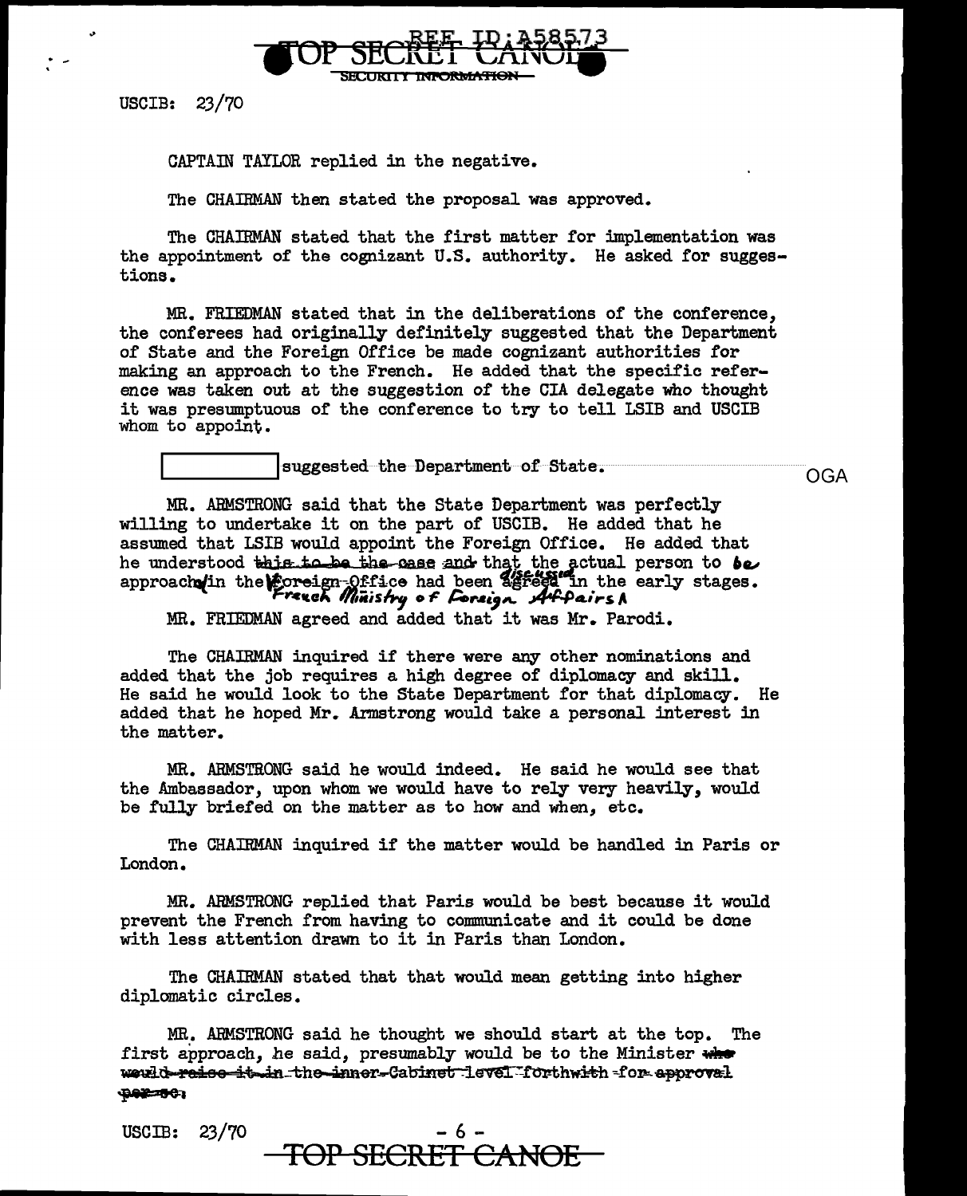USCIB: 23/70

CAPTAIN TAYLOR replied in the negative.

The CHAIRMAN then stated the proposal was approved.

The CHAIRMAN stated that the first matter for implementation was the appointment of the cognizant U.S. authority. He asked for suggestions.

MR. FRIEDMAN stated that in the deliberations of the conference, the conferees had originally definitely suggested that the Department of State and the Foreign Office be made cognizant authorities for making an approach to the French. He added that the specific reference was taken out at the suggestion of the CIA delegate who thought it was presumptuous of the conference to try to tell LSIB and USCIB whom to appoint.

[REDACTED] suggested the Department of State. OGA

MR. ARMSTRONG said that the State Department was perfectly willing to undertake it on the part of USCIB. He added that he assumed that LSIB would appoint the Foreign Office. He added that he understood ~~this to be the case and~~ that the actual person to be approached in the ~~Foreign Office~~ French Ministry of Foreign Affairs had been ~~agreed~~ discussed in the early stages.

MR. FRIEDMAN agreed and added that it was Mr. Parodi.

The CHAIRMAN inquired if there were any other nominations and added that the job requires a high degree of diplomacy and skill. He said he would look to the State Department for that diplomacy. He added that he hoped Mr. Armstrong would take a personal interest in the matter.

MR. ARMSTRONG said he would indeed. He said he would see that the Ambassador, upon whom we would have to rely very heavily, would be fully briefed on the matter as to how and when, etc.

The CHAIRMAN inquired if the matter would be handled in Paris or London.

MR. ARMSTRONG replied that Paris would be best because it would prevent the French from having to communicate and it could be done with less attention drawn to it in Paris than London.

The CHAIRMAN stated that that would mean getting into higher diplomatic circles.

MR. ARMSTRONG said he thought we should start at the top. The first approach, he said, presumably would be to the Minister ~~who would raise it in the inner-Cabinet level forthwith for approval per se.~~

USCIB: 23/70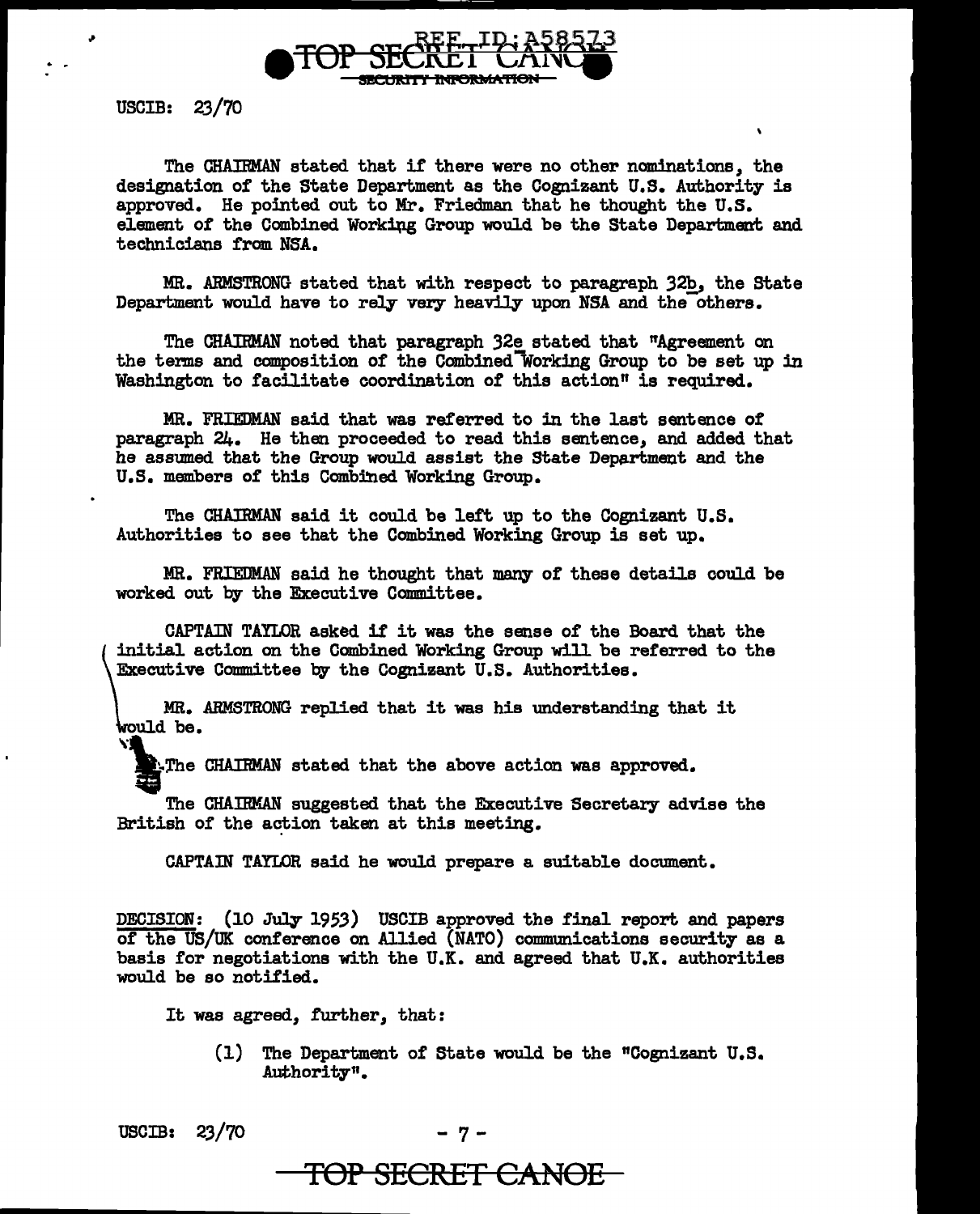USCIB: 23/70

The CHAIRMAN stated that if there were no other nominations, the designation of the State Department as the Cognizant U.S. Authority is approved. He pointed out to Mr. Friedman that he thought the U.S. element of the Combined Working Group would be the State Department and technicians from NSA.

MR. ARMSTRONG stated that with respect to paragraph 32b, the State Department would have to rely very heavily upon NSA and the others.

The CHAIRMAN noted that paragraph 32e stated that "Agreement on the terms and composition of the Combined Working Group to be set up in Washington to facilitate coordination of this action" is required.

MR. FRIEDMAN said that was referred to in the last sentence of paragraph 24. He then proceeded to read this sentence, and added that he assumed that the Group would assist the State Department and the U.S. members of this Combined Working Group.

The CHAIRMAN said it could be left up to the Cognizant U.S. Authorities to see that the Combined Working Group is set up.

MR. FRIEDMAN said he thought that many of these details could be worked out by the Executive Committee.

CAPTAIN TAYLOR asked if it was the sense of the Board that the initial action on the Combined Working Group will be referred to the Executive Committee by the Cognizant U.S. Authorities.

MR. ARMSTRONG replied that it was his understanding that it would be.

The CHAIRMAN stated that the above action was approved.

The CHAIRMAN suggested that the Executive Secretary advise the British of the action taken at this meeting.

CAPTAIN TAYLOR said he would prepare a suitable document.

DECISION: (10 July 1953) USCIB approved the final report and papers of the US/UK conference on Allied (NATO) communications security as a basis for negotiations with the U.K. and agreed that U.K. authorities would be so notified.

It was agreed, further, that:

(1) The Department of State would be the "Cognizant U.S. Authority".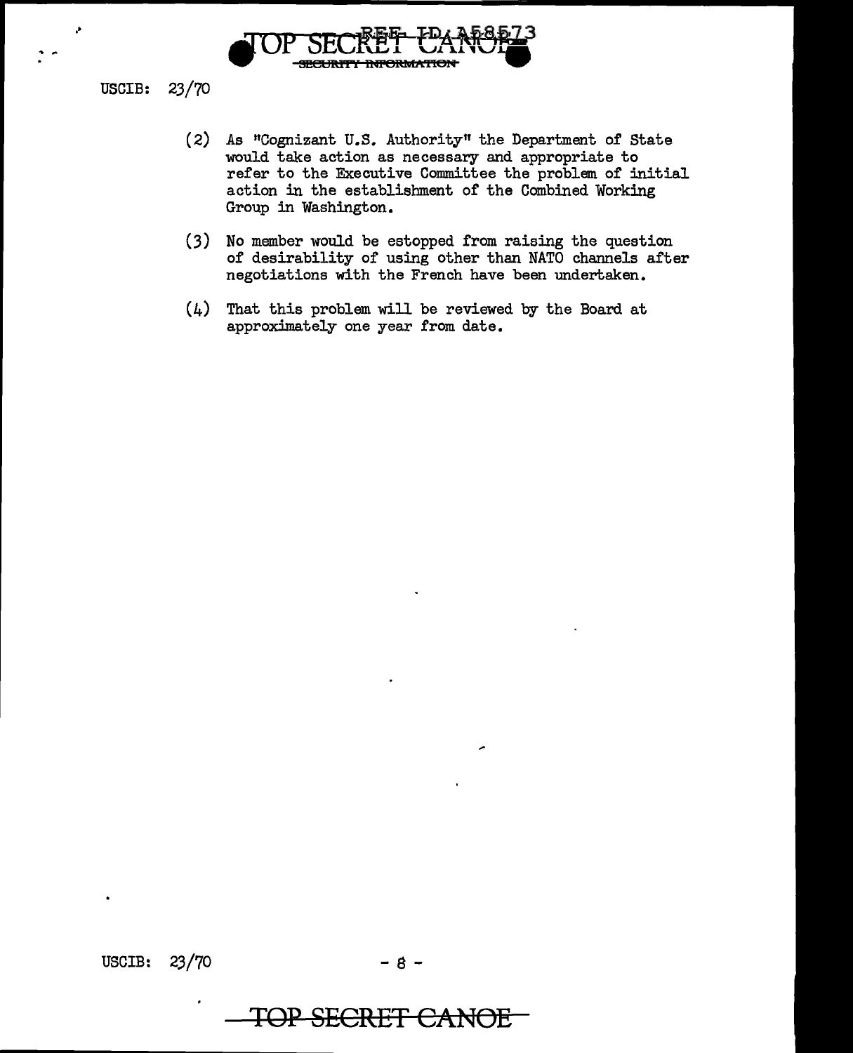(2) As "Cognizant U.S. Authority" the Department of State would take action as necessary and appropriate to refer to the Executive Committee the problem of initial action in the establishment of the Combined Working Group in Washington.

(3) No member would be estopped from raising the question of desirability of using other than NATO channels after negotiations with the French have been undertaken.

(4) That this problem will be reviewed by the Board at approximately one year from date.